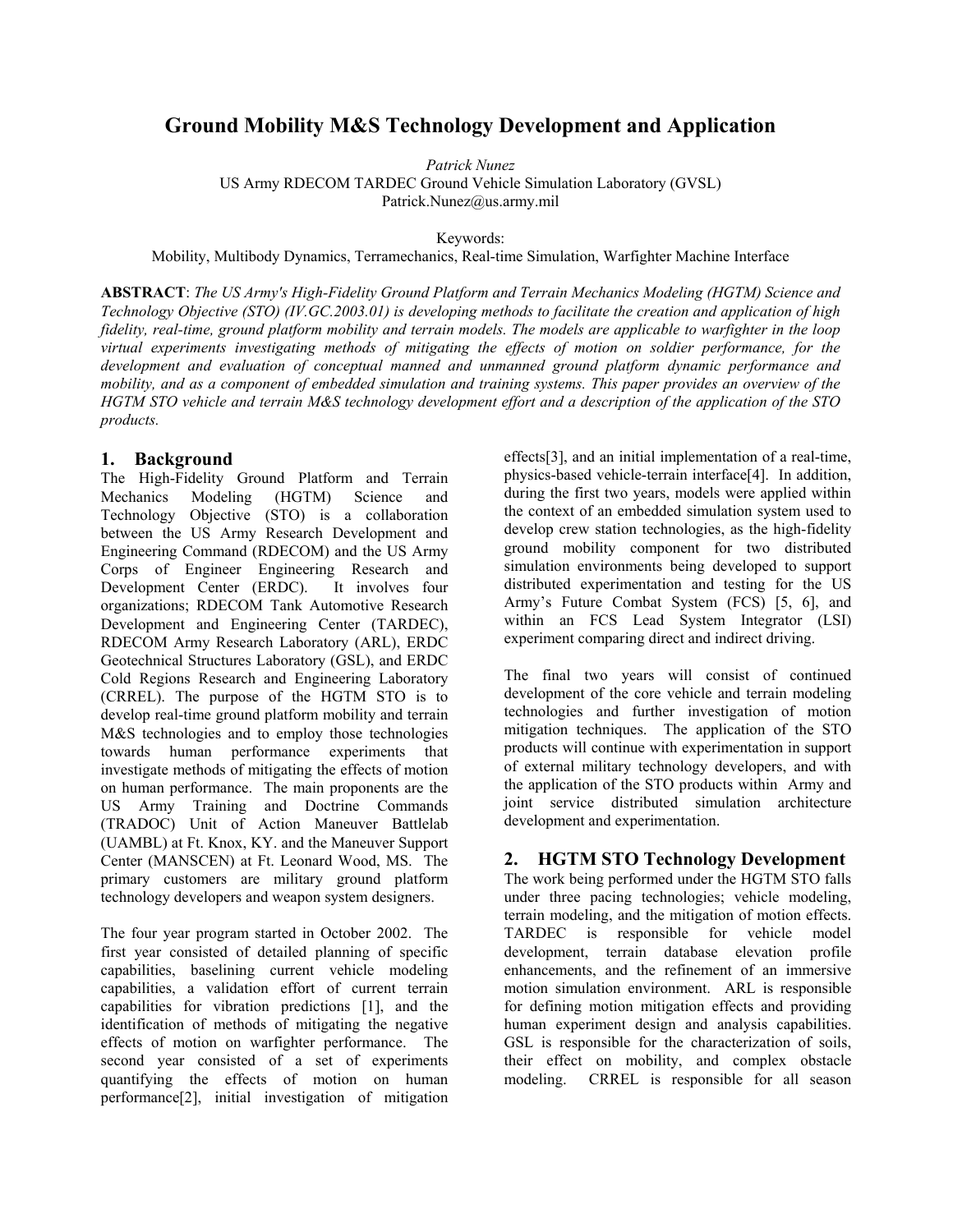# Ground Mobility M&S Technology Development and Application

*Patrick Nunez*
US Army RDECOM TARDEC Ground Vehicle Simulation Laboratory (GVSL)
Patrick.Nunez@us.army.mil

Keywords:
Mobility, Multibody Dynamics, Terramechanics, Real-time Simulation, Warfighter Machine Interface

**ABSTRACT**: *The US Army's High-Fidelity Ground Platform and Terrain Mechanics Modeling (HGTM) Science and Technology Objective (STO) (IV.GC.2003.01) is developing methods to facilitate the creation and application of high fidelity, real-time, ground platform mobility and terrain models. The models are applicable to warfighter in the loop virtual experiments investigating methods of mitigating the effects of motion on soldier performance, for the development and evaluation of conceptual manned and unmanned ground platform dynamic performance and mobility, and as a component of embedded simulation and training systems. This paper provides an overview of the HGTM STO vehicle and terrain M&S technology development effort and a description of the application of the STO products.*

## 1. Background

The High-Fidelity Ground Platform and Terrain Mechanics Modeling (HGTM) Science and Technology Objective (STO) is a collaboration between the US Army Research Development and Engineering Command (RDECOM) and the US Army Corps of Engineer Engineering Research and Development Center (ERDC). It involves four organizations; RDECOM Tank Automotive Research Development and Engineering Center (TARDEC), RDECOM Army Research Laboratory (ARL), ERDC Geotechnical Structures Laboratory (GSL), and ERDC Cold Regions Research and Engineering Laboratory (CRREL). The purpose of the HGTM STO is to develop real-time ground platform mobility and terrain M&S technologies and to employ those technologies towards human performance experiments that investigate methods of mitigating the effects of motion on human performance. The main proponents are the US Army Training and Doctrine Commands (TRADOC) Unit of Action Maneuver Battlelab (UAMBL) at Ft. Knox, KY. and the Maneuver Support Center (MANSCEN) at Ft. Leonard Wood, MS. The primary customers are military ground platform technology developers and weapon system designers.

The four year program started in October 2002. The first year consisted of detailed planning of specific capabilities, baselining current vehicle modeling capabilities, a validation effort of current terrain capabilities for vibration predictions [1], and the identification of methods of mitigating the negative effects of motion on warfighter performance. The second year consisted of a set of experiments quantifying the effects of motion on human performance[2], initial investigation of mitigation effects[3], and an initial implementation of a real-time, physics-based vehicle-terrain interface[4]. In addition, during the first two years, models were applied within the context of an embedded simulation system used to develop crew station technologies, as the high-fidelity ground mobility component for two distributed simulation environments being developed to support distributed experimentation and testing for the US Army's Future Combat System (FCS) [5, 6], and within an FCS Lead System Integrator (LSI) experiment comparing direct and indirect driving.

The final two years will consist of continued development of the core vehicle and terrain modeling technologies and further investigation of motion mitigation techniques. The application of the STO products will continue with experimentation in support of external military technology developers, and with the application of the STO products within Army and joint service distributed simulation architecture development and experimentation.

## 2. HGTM STO Technology Development

The work being performed under the HGTM STO falls under three pacing technologies; vehicle modeling, terrain modeling, and the mitigation of motion effects. TARDEC is responsible for vehicle model development, terrain database elevation profile enhancements, and the refinement of an immersive motion simulation environment. ARL is responsible for defining motion mitigation effects and providing human experiment design and analysis capabilities. GSL is responsible for the characterization of soils, their effect on mobility, and complex obstacle modeling. CRREL is responsible for all season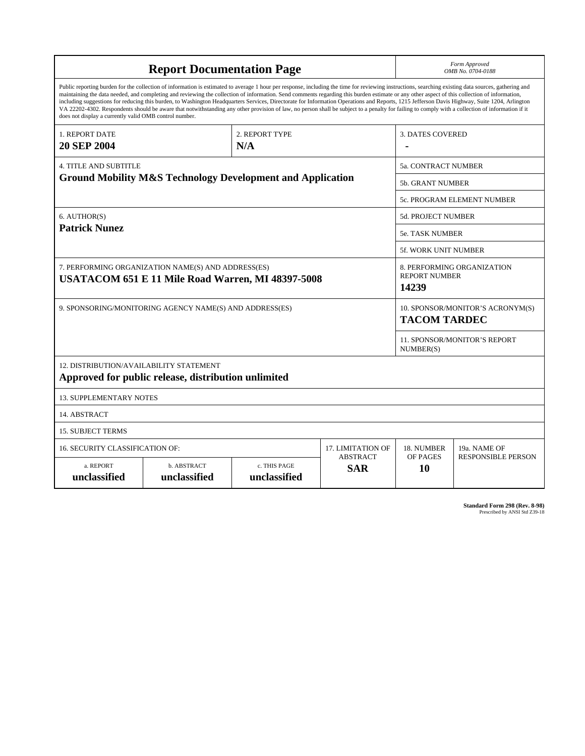# Report Documentation Page

*Form Approved*
*OMB No. 0704-0188*

Public reporting burden for the collection of information is estimated to average 1 hour per response, including the time for reviewing instructions, searching existing data sources, gathering and maintaining the data needed, and completing and reviewing the collection of information. Send comments regarding this burden estimate or any other aspect of this collection of information, including suggestions for reducing this burden, to Washington Headquarters Services, Directorate for Information Operations and Reports, 1215 Jefferson Davis Highway, Suite 1204, Arlington VA 22202-4302. Respondents should be aware that notwithstanding any other provision of law, no person shall be subject to a penalty for failing to comply with a collection of information if it does not display a currently valid OMB control number.

| 1. REPORT DATE | 2. REPORT TYPE | 3. DATES COVERED |
|---|---|---|
| **20 SEP 2004** | **N/A** | **-** |

| 4. TITLE AND SUBTITLE | |
|---|---|
| **Ground Mobility M&S Technology Development and Application** | 5a. CONTRACT NUMBER |
| | 5b. GRANT NUMBER |
| | 5c. PROGRAM ELEMENT NUMBER |

| 6. AUTHOR(S) | |
|---|---|
| **Patrick Nunez** | 5d. PROJECT NUMBER |
| | 5e. TASK NUMBER |
| | 5f. WORK UNIT NUMBER |

| 7. PERFORMING ORGANIZATION NAME(S) AND ADDRESS(ES) | 8. PERFORMING ORGANIZATION REPORT NUMBER |
|---|---|
| **USATACOM 651 E 11 Mile Road Warren, MI 48397-5008** | **14239** |

| 9. SPONSORING/MONITORING AGENCY NAME(S) AND ADDRESS(ES) | 10. SPONSOR/MONITOR'S ACRONYM(S) |
|---|---|
| | **TACOM TARDEC** |
| | 11. SPONSOR/MONITOR'S REPORT NUMBER(S) |

12. DISTRIBUTION/AVAILABILITY STATEMENT
**Approved for public release, distribution unlimited**

13. SUPPLEMENTARY NOTES

14. ABSTRACT

15. SUBJECT TERMS

| 16. SECURITY CLASSIFICATION OF: | | | 17. LIMITATION OF ABSTRACT | 18. NUMBER OF PAGES | 19a. NAME OF RESPONSIBLE PERSON |
|---|---|---|---|---|---|
| a. REPORT | b. ABSTRACT | c. THIS PAGE | | | |
| **unclassified** | **unclassified** | **unclassified** | **SAR** | **10** | |

**Standard Form 298 (Rev. 8-98)**
Prescribed by ANSI Std Z39-18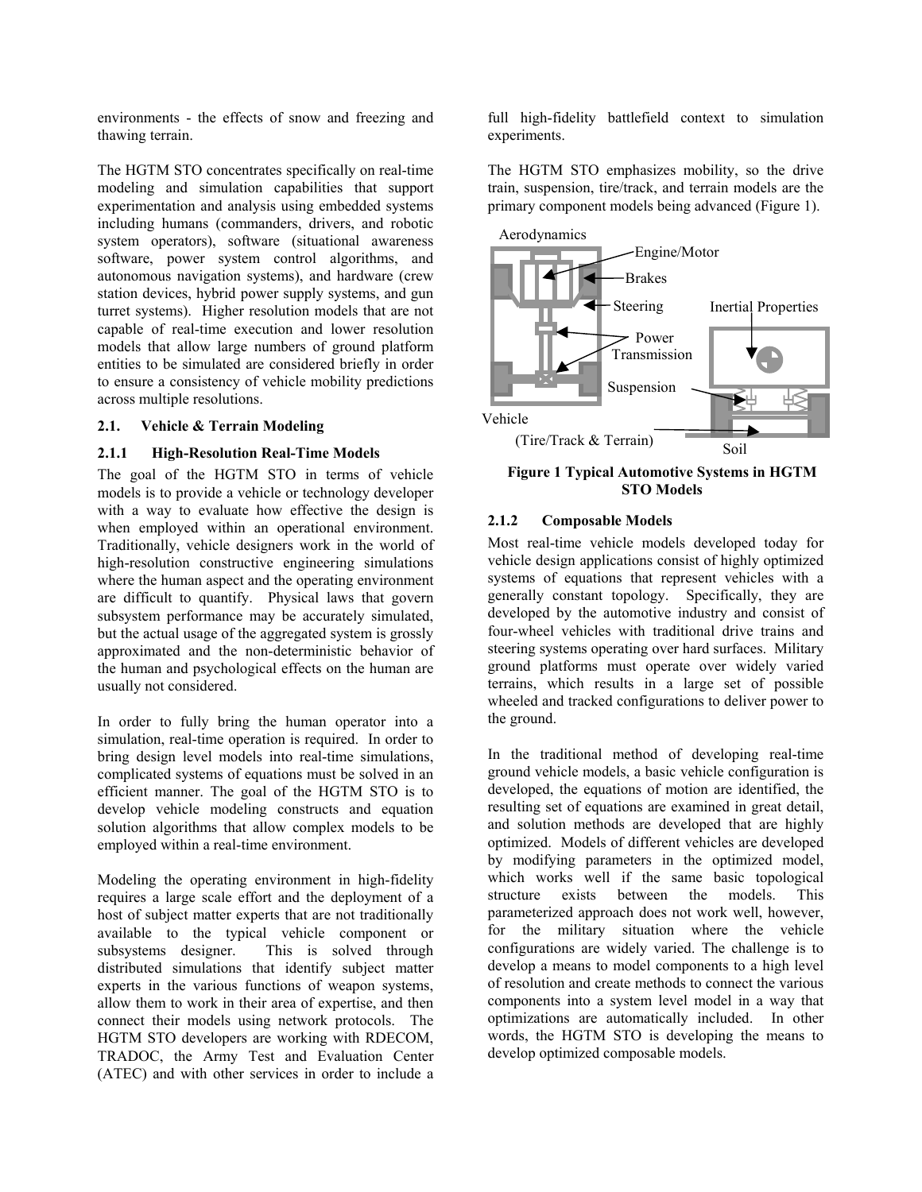environments - the effects of snow and freezing and thawing terrain.

The HGTM STO concentrates specifically on real-time modeling and simulation capabilities that support experimentation and analysis using embedded systems including humans (commanders, drivers, and robotic system operators), software (situational awareness software, power system control algorithms, and autonomous navigation systems), and hardware (crew station devices, hybrid power supply systems, and gun turret systems). Higher resolution models that are not capable of real-time execution and lower resolution models that allow large numbers of ground platform entities to be simulated are considered briefly in order to ensure a consistency of vehicle mobility predictions across multiple resolutions.

### 2.1. Vehicle & Terrain Modeling

#### 2.1.1 High-Resolution Real-Time Models

The goal of the HGTM STO in terms of vehicle models is to provide a vehicle or technology developer with a way to evaluate how effective the design is when employed within an operational environment. Traditionally, vehicle designers work in the world of high-resolution constructive engineering simulations where the human aspect and the operating environment are difficult to quantify. Physical laws that govern subsystem performance may be accurately simulated, but the actual usage of the aggregated system is grossly approximated and the non-deterministic behavior of the human and psychological effects on the human are usually not considered.

In order to fully bring the human operator into a simulation, real-time operation is required. In order to bring design level models into real-time simulations, complicated systems of equations must be solved in an efficient manner. The goal of the HGTM STO is to develop vehicle modeling constructs and equation solution algorithms that allow complex models to be employed within a real-time environment.

Modeling the operating environment in high-fidelity requires a large scale effort and the deployment of a host of subject matter experts that are not traditionally available to the typical vehicle component or subsystems designer. This is solved through distributed simulations that identify subject matter experts in the various functions of weapon systems, allow them to work in their area of expertise, and then connect their models using network protocols. The HGTM STO developers are working with RDECOM, TRADOC, the Army Test and Evaluation Center (ATEC) and with other services in order to include a full high-fidelity battlefield context to simulation experiments.

The HGTM STO emphasizes mobility, so the drive train, suspension, tire/track, and terrain models are the primary component models being advanced (Figure 1).

Aerodynamics, Engine/Motor, Brakes, Steering, Inertial Properties, Power Transmission, Suspension, Vehicle, (Tire/Track & Terrain), Soil

**Figure 1 Typical Automotive Systems in HGTM STO Models**

#### 2.1.2 Composable Models

Most real-time vehicle models developed today for vehicle design applications consist of highly optimized systems of equations that represent vehicles with a generally constant topology. Specifically, they are developed by the automotive industry and consist of four-wheel vehicles with traditional drive trains and steering systems operating over hard surfaces. Military ground platforms must operate over widely varied terrains, which results in a large set of possible wheeled and tracked configurations to deliver power to the ground.

In the traditional method of developing real-time ground vehicle models, a basic vehicle configuration is developed, the equations of motion are identified, the resulting set of equations are examined in great detail, and solution methods are developed that are highly optimized. Models of different vehicles are developed by modifying parameters in the optimized model, which works well if the same basic topological structure exists between the models. This parameterized approach does not work well, however, for the military situation where the vehicle configurations are widely varied. The challenge is to develop a means to model components to a high level of resolution and create methods to connect the various components into a system level model in a way that optimizations are automatically included. In other words, the HGTM STO is developing the means to develop optimized composable models.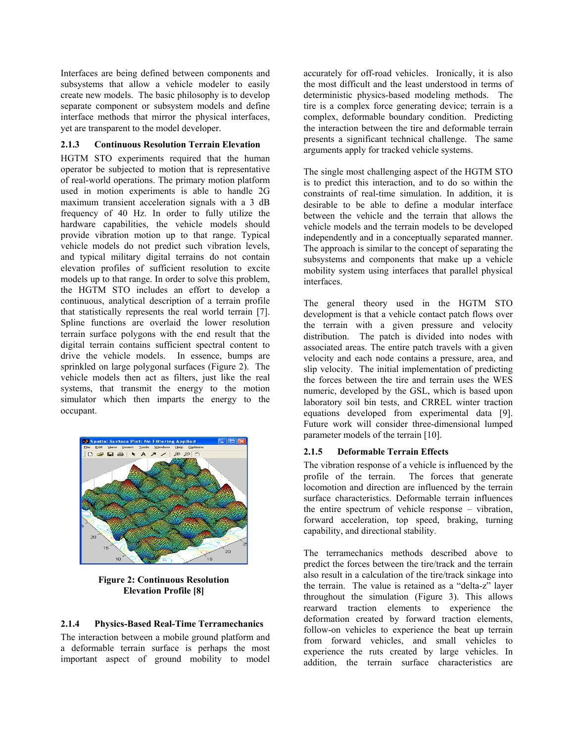Interfaces are being defined between components and subsystems that allow a vehicle modeler to easily create new models. The basic philosophy is to develop separate component or subsystem models and define interface methods that mirror the physical interfaces, yet are transparent to the model developer.

### 2.1.3 Continuous Resolution Terrain Elevation

HGTM STO experiments required that the human operator be subjected to motion that is representative of real-world operations. The primary motion platform used in motion experiments is able to handle 2G maximum transient acceleration signals with a 3 dB frequency of 40 Hz. In order to fully utilize the hardware capabilities, the vehicle models should provide vibration motion up to that range. Typical vehicle models do not predict such vibration levels, and typical military digital terrains do not contain elevation profiles of sufficient resolution to excite models up to that range. In order to solve this problem, the HGTM STO includes an effort to develop a continuous, analytical description of a terrain profile that statistically represents the real world terrain [7]. Spline functions are overlaid the lower resolution terrain surface polygons with the end result that the digital terrain contains sufficient spectral content to drive the vehicle models. In essence, bumps are sprinkled on large polygonal surfaces (Figure 2). The vehicle models then act as filters, just like the real systems, that transmit the energy to the motion simulator which then imparts the energy to the occupant.

**Figure 2: Continuous Resolution Elevation Profile [8]**

### 2.1.4 Physics-Based Real-Time Terramechanics

The interaction between a mobile ground platform and a deformable terrain surface is perhaps the most important aspect of ground mobility to model accurately for off-road vehicles. Ironically, it is also the most difficult and the least understood in terms of deterministic physics-based modeling methods. The tire is a complex force generating device; terrain is a complex, deformable boundary condition. Predicting the interaction between the tire and deformable terrain presents a significant technical challenge. The same arguments apply for tracked vehicle systems.

The single most challenging aspect of the HGTM STO is to predict this interaction, and to do so within the constraints of real-time simulation. In addition, it is desirable to be able to define a modular interface between the vehicle and the terrain that allows the vehicle models and the terrain models to be developed independently and in a conceptually separated manner. The approach is similar to the concept of separating the subsystems and components that make up a vehicle mobility system using interfaces that parallel physical interfaces.

The general theory used in the HGTM STO development is that a vehicle contact patch flows over the terrain with a given pressure and velocity distribution. The patch is divided into nodes with associated areas. The entire patch travels with a given velocity and each node contains a pressure, area, and slip velocity. The initial implementation of predicting the forces between the tire and terrain uses the WES numeric, developed by the GSL, which is based upon laboratory soil bin tests, and CRREL winter traction equations developed from experimental data [9]. Future work will consider three-dimensional lumped parameter models of the terrain [10].

### 2.1.5 Deformable Terrain Effects

The vibration response of a vehicle is influenced by the profile of the terrain. The forces that generate locomotion and direction are influenced by the terrain surface characteristics. Deformable terrain influences the entire spectrum of vehicle response – vibration, forward acceleration, top speed, braking, turning capability, and directional stability.

The terramechanics methods described above to predict the forces between the tire/track and the terrain also result in a calculation of the tire/track sinkage into the terrain. The value is retained as a "delta-z" layer throughout the simulation (Figure 3). This allows rearward traction elements to experience the deformation created by forward traction elements, follow-on vehicles to experience the beat up terrain from forward vehicles, and small vehicles to experience the ruts created by large vehicles. In addition, the terrain surface characteristics are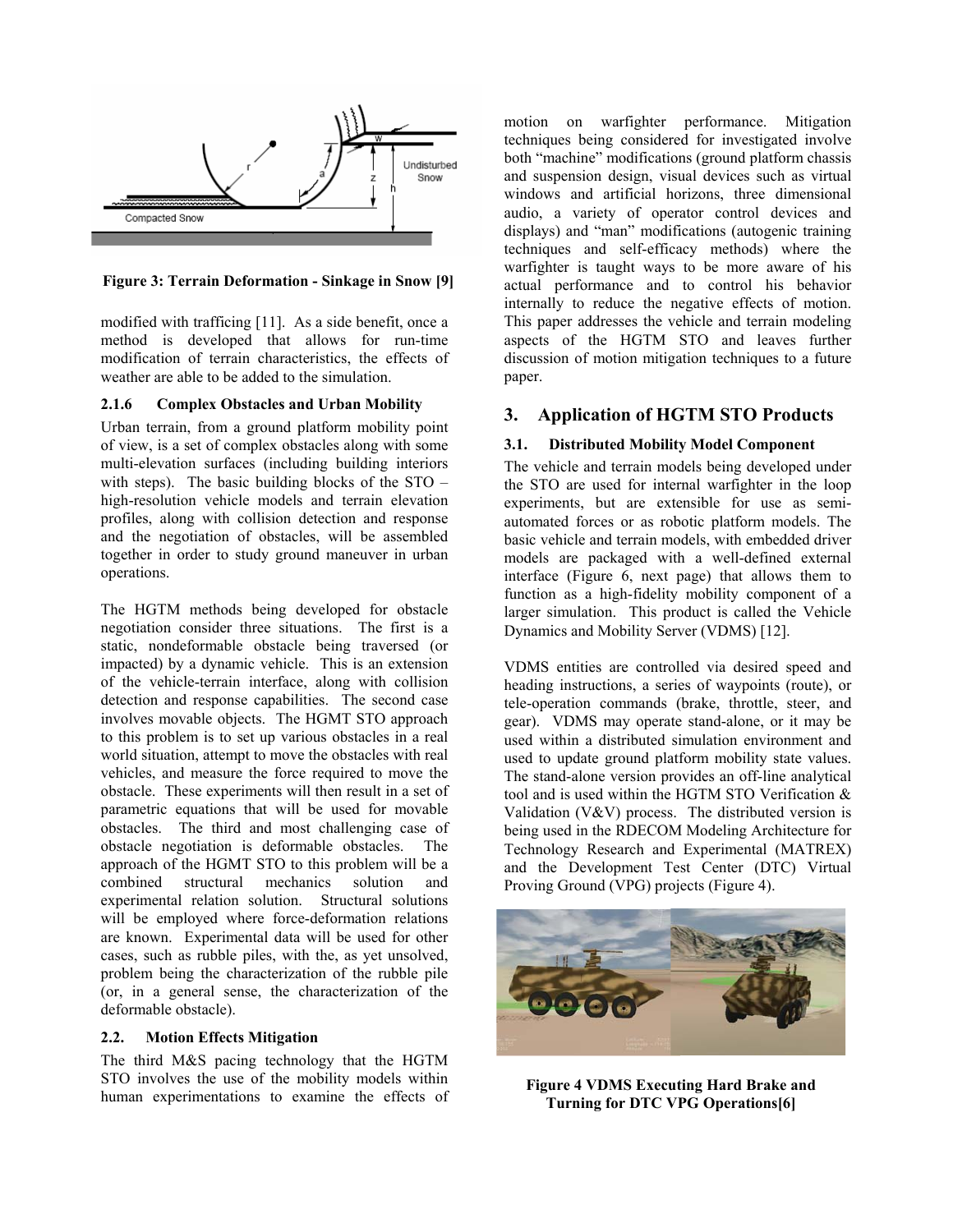Figure 3: Terrain Deformation - Sinkage in Snow [9]

modified with trafficing [11]. As a side benefit, once a method is developed that allows for run-time modification of terrain characteristics, the effects of weather are able to be added to the simulation.

#### 2.1.6 Complex Obstacles and Urban Mobility

Urban terrain, from a ground platform mobility point of view, is a set of complex obstacles along with some multi-elevation surfaces (including building interiors with steps). The basic building blocks of the STO – high-resolution vehicle models and terrain elevation profiles, along with collision detection and response and the negotiation of obstacles, will be assembled together in order to study ground maneuver in urban operations.

The HGTM methods being developed for obstacle negotiation consider three situations. The first is a static, nondeformable obstacle being traversed (or impacted) by a dynamic vehicle. This is an extension of the vehicle-terrain interface, along with collision detection and response capabilities. The second case involves movable objects. The HGMT STO approach to this problem is to set up various obstacles in a real world situation, attempt to move the obstacles with real vehicles, and measure the force required to move the obstacle. These experiments will then result in a set of parametric equations that will be used for movable obstacles. The third and most challenging case of obstacle negotiation is deformable obstacles. The approach of the HGMT STO to this problem will be a combined structural mechanics solution and experimental relation solution. Structural solutions will be employed where force-deformation relations are known. Experimental data will be used for other cases, such as rubble piles, with the, as yet unsolved, problem being the characterization of the rubble pile (or, in a general sense, the characterization of the deformable obstacle).

### 2.2. Motion Effects Mitigation

The third M&S pacing technology that the HGTM STO involves the use of the mobility models within human experimentations to examine the effects of motion on warfighter performance. Mitigation techniques being considered for investigated involve both "machine" modifications (ground platform chassis and suspension design, visual devices such as virtual windows and artificial horizons, three dimensional audio, a variety of operator control devices and displays) and "man" modifications (autogenic training techniques and self-efficacy methods) where the warfighter is taught ways to be more aware of his actual performance and to control his behavior internally to reduce the negative effects of motion. This paper addresses the vehicle and terrain modeling aspects of the HGTM STO and leaves further discussion of motion mitigation techniques to a future paper.

## 3. Application of HGTM STO Products

### 3.1. Distributed Mobility Model Component

The vehicle and terrain models being developed under the STO are used for internal warfighter in the loop experiments, but are extensible for use as semi-automated forces or as robotic platform models. The basic vehicle and terrain models, with embedded driver models are packaged with a well-defined external interface (Figure 6, next page) that allows them to function as a high-fidelity mobility component of a larger simulation. This product is called the Vehicle Dynamics and Mobility Server (VDMS) [12].

VDMS entities are controlled via desired speed and heading instructions, a series of waypoints (route), or tele-operation commands (brake, throttle, steer, and gear). VDMS may operate stand-alone, or it may be used within a distributed simulation environment and used to update ground platform mobility state values. The stand-alone version provides an off-line analytical tool and is used within the HGTM STO Verification & Validation (V&V) process. The distributed version is being used in the RDECOM Modeling Architecture for Technology Research and Experimental (MATREX) and the Development Test Center (DTC) Virtual Proving Ground (VPG) projects (Figure 4).

Figure 4 VDMS Executing Hard Brake and Turning for DTC VPG Operations[6]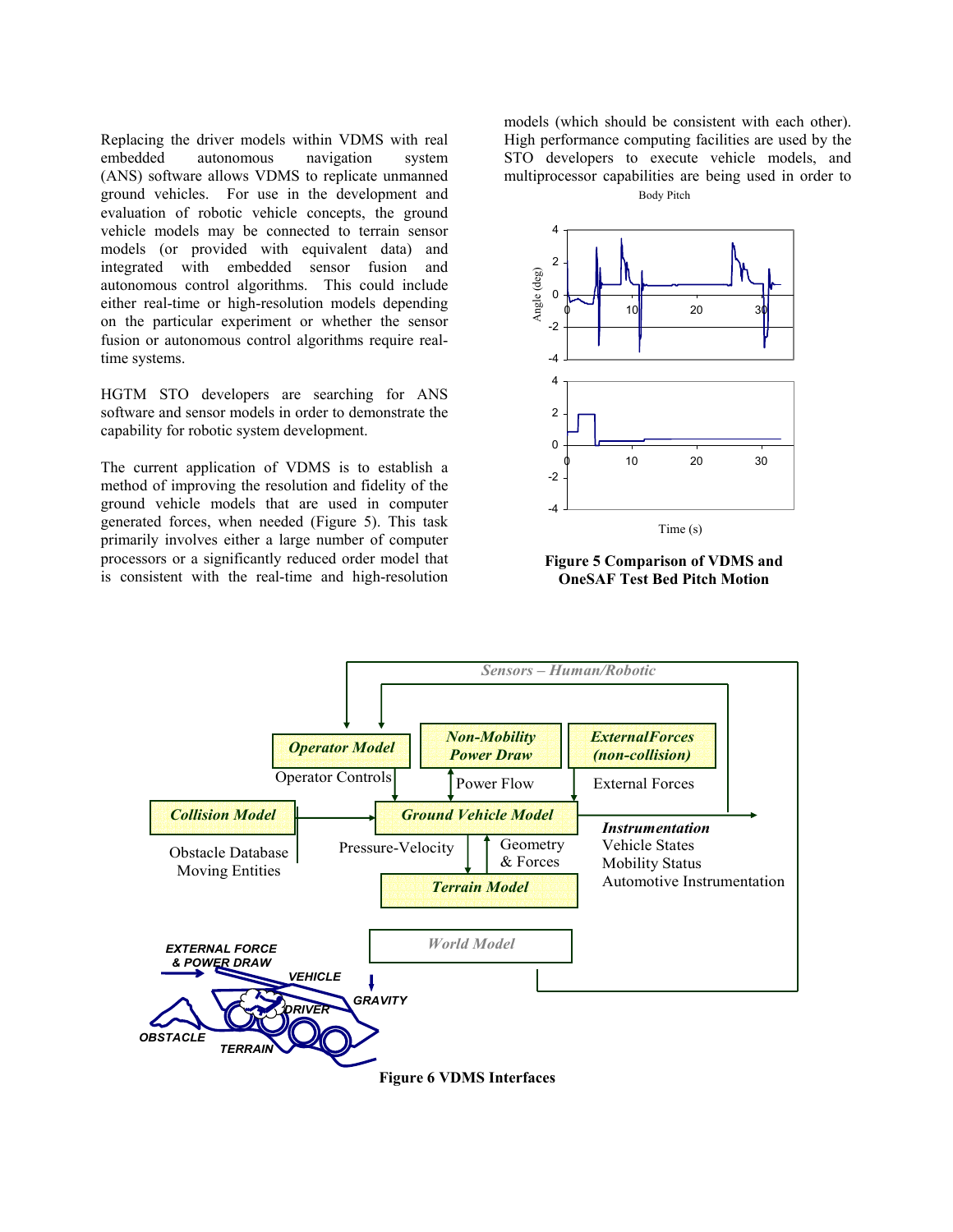Replacing the driver models within VDMS with real embedded autonomous navigation system (ANS) software allows VDMS to replicate unmanned ground vehicles. For use in the development and evaluation of robotic vehicle concepts, the ground vehicle models may be connected to terrain sensor models (or provided with equivalent data) and integrated with embedded sensor fusion and autonomous control algorithms. This could include either real-time or high-resolution models depending on the particular experiment or whether the sensor fusion or autonomous control algorithms require real-time systems.

HGTM STO developers are searching for ANS software and sensor models in order to demonstrate the capability for robotic system development.

The current application of VDMS is to establish a method of improving the resolution and fidelity of the ground vehicle models that are used in computer generated forces, when needed (Figure 5). This task primarily involves either a large number of computer processors or a significantly reduced order model that is consistent with the real-time and high-resolution models (which should be consistent with each other). High performance computing facilities are used by the STO developers to execute vehicle models, and multiprocessor capabilities are being used in order to

**Figure 5 Comparison of VDMS and OneSAF Test Bed Pitch Motion**

**Figure 6 VDMS Interfaces**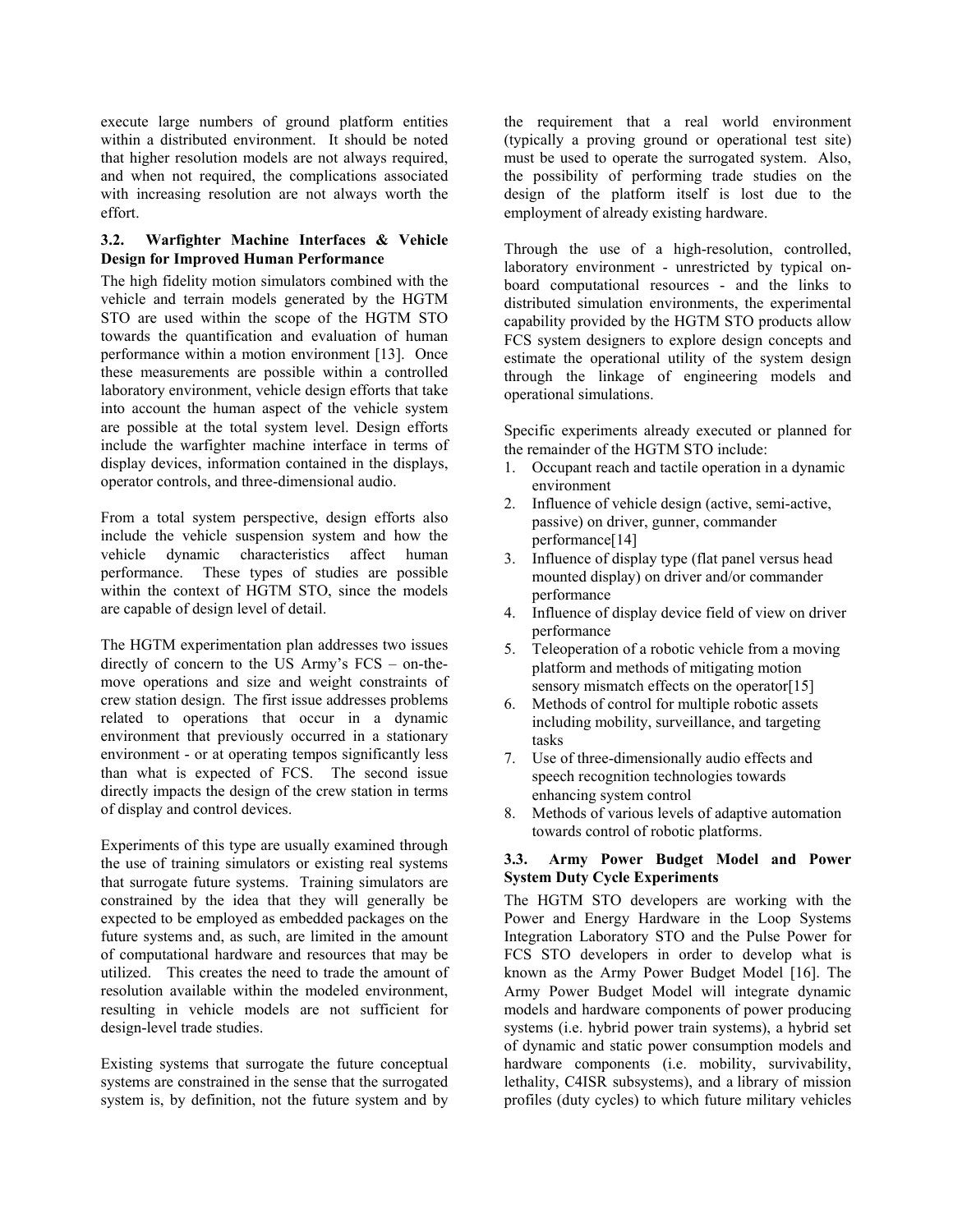execute large numbers of ground platform entities within a distributed environment. It should be noted that higher resolution models are not always required, and when not required, the complications associated with increasing resolution are not always worth the effort.

### 3.2. Warfighter Machine Interfaces & Vehicle Design for Improved Human Performance

The high fidelity motion simulators combined with the vehicle and terrain models generated by the HGTM STO are used within the scope of the HGTM STO towards the quantification and evaluation of human performance within a motion environment [13]. Once these measurements are possible within a controlled laboratory environment, vehicle design efforts that take into account the human aspect of the vehicle system are possible at the total system level. Design efforts include the warfighter machine interface in terms of display devices, information contained in the displays, operator controls, and three-dimensional audio.

From a total system perspective, design efforts also include the vehicle suspension system and how the vehicle dynamic characteristics affect human performance. These types of studies are possible within the context of HGTM STO, since the models are capable of design level of detail.

The HGTM experimentation plan addresses two issues directly of concern to the US Army's FCS – on-the-move operations and size and weight constraints of crew station design. The first issue addresses problems related to operations that occur in a dynamic environment that previously occurred in a stationary environment - or at operating tempos significantly less than what is expected of FCS. The second issue directly impacts the design of the crew station in terms of display and control devices.

Experiments of this type are usually examined through the use of training simulators or existing real systems that surrogate future systems. Training simulators are constrained by the idea that they will generally be expected to be employed as embedded packages on the future systems and, as such, are limited in the amount of computational hardware and resources that may be utilized. This creates the need to trade the amount of resolution available within the modeled environment, resulting in vehicle models are not sufficient for design-level trade studies.

Existing systems that surrogate the future conceptual systems are constrained in the sense that the surrogated system is, by definition, not the future system and by the requirement that a real world environment (typically a proving ground or operational test site) must be used to operate the surrogated system. Also, the possibility of performing trade studies on the design of the platform itself is lost due to the employment of already existing hardware.

Through the use of a high-resolution, controlled, laboratory environment - unrestricted by typical on-board computational resources - and the links to distributed simulation environments, the experimental capability provided by the HGTM STO products allow FCS system designers to explore design concepts and estimate the operational utility of the system design through the linkage of engineering models and operational simulations.

Specific experiments already executed or planned for the remainder of the HGTM STO include:

1. Occupant reach and tactile operation in a dynamic environment
2. Influence of vehicle design (active, semi-active, passive) on driver, gunner, commander performance[14]
3. Influence of display type (flat panel versus head mounted display) on driver and/or commander performance
4. Influence of display device field of view on driver performance
5. Teleoperation of a robotic vehicle from a moving platform and methods of mitigating motion sensory mismatch effects on the operator[15]
6. Methods of control for multiple robotic assets including mobility, surveillance, and targeting tasks
7. Use of three-dimensionally audio effects and speech recognition technologies towards enhancing system control
8. Methods of various levels of adaptive automation towards control of robotic platforms.

### 3.3. Army Power Budget Model and Power System Duty Cycle Experiments

The HGTM STO developers are working with the Power and Energy Hardware in the Loop Systems Integration Laboratory STO and the Pulse Power for FCS STO developers in order to develop what is known as the Army Power Budget Model [16]. The Army Power Budget Model will integrate dynamic models and hardware components of power producing systems (i.e. hybrid power train systems), a hybrid set of dynamic and static power consumption models and hardware components (i.e. mobility, survivability, lethality, C4ISR subsystems), and a library of mission profiles (duty cycles) to which future military vehicles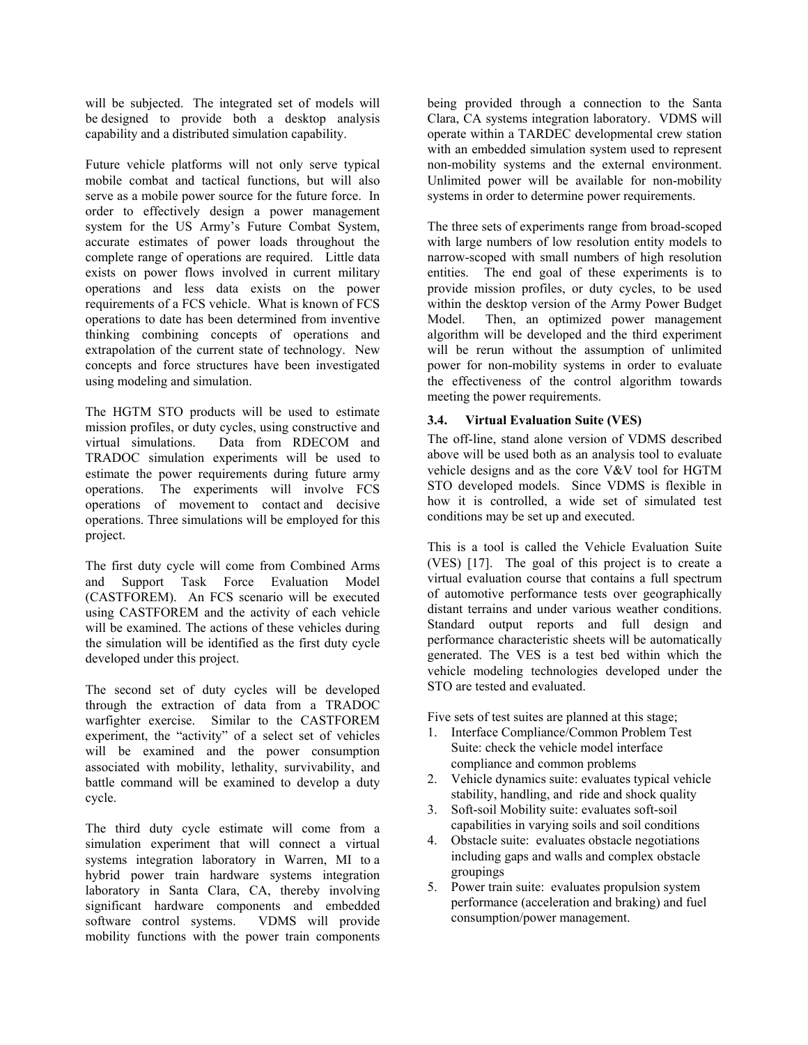will be subjected. The integrated set of models will be designed to provide both a desktop analysis capability and a distributed simulation capability.

Future vehicle platforms will not only serve typical mobile combat and tactical functions, but will also serve as a mobile power source for the future force. In order to effectively design a power management system for the US Army's Future Combat System, accurate estimates of power loads throughout the complete range of operations are required. Little data exists on power flows involved in current military operations and less data exists on the power requirements of a FCS vehicle. What is known of FCS operations to date has been determined from inventive thinking combining concepts of operations and extrapolation of the current state of technology. New concepts and force structures have been investigated using modeling and simulation.

The HGTM STO products will be used to estimate mission profiles, or duty cycles, using constructive and virtual simulations. Data from RDECOM and TRADOC simulation experiments will be used to estimate the power requirements during future army operations. The experiments will involve FCS operations of movement to contact and decisive operations. Three simulations will be employed for this project.

The first duty cycle will come from Combined Arms and Support Task Force Evaluation Model (CASTFOREM). An FCS scenario will be executed using CASTFOREM and the activity of each vehicle will be examined. The actions of these vehicles during the simulation will be identified as the first duty cycle developed under this project.

The second set of duty cycles will be developed through the extraction of data from a TRADOC warfighter exercise. Similar to the CASTFOREM experiment, the "activity" of a select set of vehicles will be examined and the power consumption associated with mobility, lethality, survivability, and battle command will be examined to develop a duty cycle.

The third duty cycle estimate will come from a simulation experiment that will connect a virtual systems integration laboratory in Warren, MI to a hybrid power train hardware systems integration laboratory in Santa Clara, CA, thereby involving significant hardware components and embedded software control systems. VDMS will provide mobility functions with the power train components being provided through a connection to the Santa Clara, CA systems integration laboratory. VDMS will operate within a TARDEC developmental crew station with an embedded simulation system used to represent non-mobility systems and the external environment. Unlimited power will be available for non-mobility systems in order to determine power requirements.

The three sets of experiments range from broad-scoped with large numbers of low resolution entity models to narrow-scoped with small numbers of high resolution entities. The end goal of these experiments is to provide mission profiles, or duty cycles, to be used within the desktop version of the Army Power Budget Model. Then, an optimized power management algorithm will be developed and the third experiment will be rerun without the assumption of unlimited power for non-mobility systems in order to evaluate the effectiveness of the control algorithm towards meeting the power requirements.

### 3.4. Virtual Evaluation Suite (VES)

The off-line, stand alone version of VDMS described above will be used both as an analysis tool to evaluate vehicle designs and as the core V&V tool for HGTM STO developed models. Since VDMS is flexible in how it is controlled, a wide set of simulated test conditions may be set up and executed.

This is a tool is called the Vehicle Evaluation Suite (VES) [17]. The goal of this project is to create a virtual evaluation course that contains a full spectrum of automotive performance tests over geographically distant terrains and under various weather conditions. Standard output reports and full design and performance characteristic sheets will be automatically generated. The VES is a test bed within which the vehicle modeling technologies developed under the STO are tested and evaluated.

Five sets of test suites are planned at this stage;

1. Interface Compliance/Common Problem Test Suite: check the vehicle model interface compliance and common problems
2. Vehicle dynamics suite: evaluates typical vehicle stability, handling, and ride and shock quality
3. Soft-soil Mobility suite: evaluates soft-soil capabilities in varying soils and soil conditions
4. Obstacle suite: evaluates obstacle negotiations including gaps and walls and complex obstacle groupings
5. Power train suite: evaluates propulsion system performance (acceleration and braking) and fuel consumption/power management.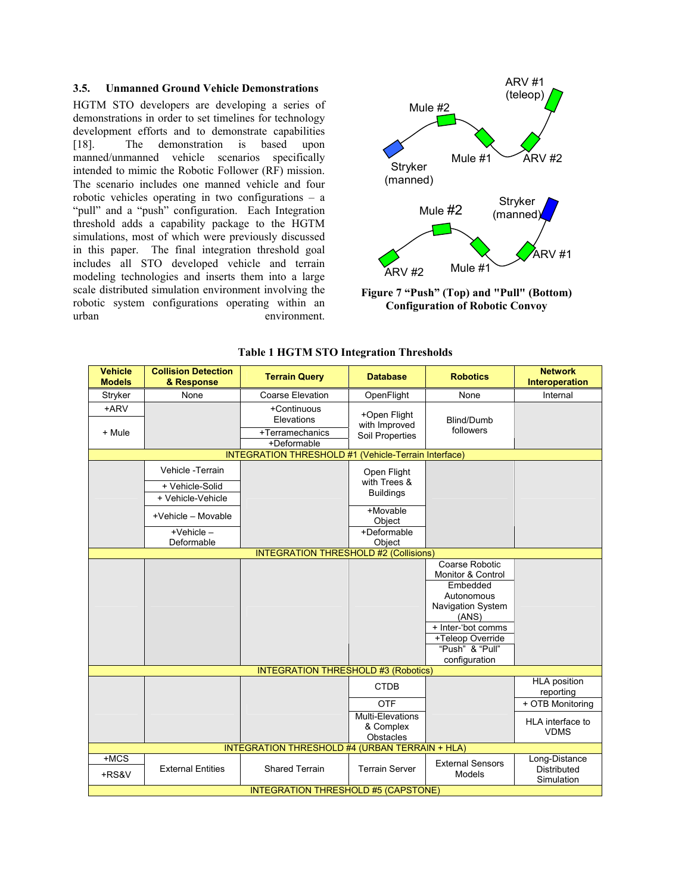### 3.5. Unmanned Ground Vehicle Demonstrations

HGTM STO developers are developing a series of demonstrations in order to set timelines for technology development efforts and to demonstrate capabilities [18]. The demonstration is based upon manned/unmanned vehicle scenarios specifically intended to mimic the Robotic Follower (RF) mission. The scenario includes one manned vehicle and four robotic vehicles operating in two configurations – a "pull" and a "push" configuration. Each Integration threshold adds a capability package to the HGTM simulations, most of which were previously discussed in this paper. The final integration threshold goal includes all STO developed vehicle and terrain modeling technologies and inserts them into a large scale distributed simulation environment involving the robotic system configurations operating within an urban environment.

ARV #1 (teleop)
Mule #2
Stryker (manned)
Mule #1
ARV #2

Stryker (manned)
Mule #2
ARV #1
ARV #2
Mule #1

**Figure 7 "Push" (Top) and "Pull" (Bottom) Configuration of Robotic Convoy**

**Table 1 HGTM STO Integration Thresholds**

| Vehicle Models | Collision Detection & Response | Terrain Query | Database | Robotics | Network Interoperation |
|---|---|---|---|---|---|
| Stryker | None | Coarse Elevation | OpenFlight | None | Internal |
| +ARV | | +Continuous Elevations | +Open Flight with Improved Soil Properties | Blind/Dumb followers | |
| + Mule | | +Terramechanics | | | |
| | | +Deformable | | | |
| INTEGRATION THRESHOLD #1 (Vehicle-Terrain Interface) | | | | | |
| | Vehicle -Terrain | | Open Flight with Trees & Buildings | | |
| | + Vehicle-Solid | | | | |
| | + Vehicle-Vehicle | | | | |
| | +Vehicle – Movable | | +Movable Object | | |
| | +Vehicle – Deformable | | +Deformable Object | | |
| INTEGRATION THRESHOLD #2 (Collisions) | | | | | |
| | | | | Coarse Robotic Monitor & Control | |
| | | | | Embedded Autonomous Navigation System (ANS) | |
| | | | | + Inter-'bot comms | |
| | | | | +Teleop Override | |
| | | | | "Push" & "Pull" configuration | |
| INTEGRATION THRESHOLD #3 (Robotics) | | | | | |
| | | | CTDB | | HLA position reporting |
| | | | OTF | | + OTB Monitoring |
| | | | Multi-Elevations & Complex Obstacles | | HLA interface to VDMS |
| INTEGRATION THRESHOLD #4 (URBAN TERRAIN + HLA) | | | | | |
| +MCS | External Entities | Shared Terrain | Terrain Server | External Sensors Models | Long-Distance Distributed Simulation |
| +RS&V | | | | | |
| INTEGRATION THRESHOLD #5 (CAPSTONE) | | | | | |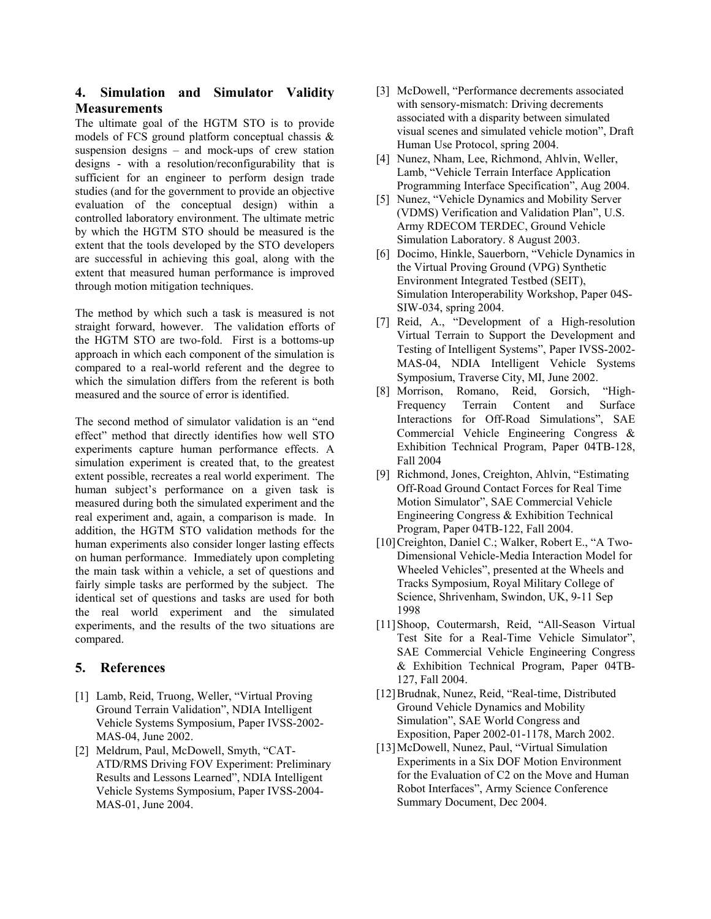## 4. Simulation and Simulator Validity Measurements

The ultimate goal of the HGTM STO is to provide models of FCS ground platform conceptual chassis & suspension designs – and mock-ups of crew station designs - with a resolution/reconfigurability that is sufficient for an engineer to perform design trade studies (and for the government to provide an objective evaluation of the conceptual design) within a controlled laboratory environment. The ultimate metric by which the HGTM STO should be measured is the extent that the tools developed by the STO developers are successful in achieving this goal, along with the extent that measured human performance is improved through motion mitigation techniques.

The method by which such a task is measured is not straight forward, however. The validation efforts of the HGTM STO are two-fold. First is a bottoms-up approach in which each component of the simulation is compared to a real-world referent and the degree to which the simulation differs from the referent is both measured and the source of error is identified.

The second method of simulator validation is an "end effect" method that directly identifies how well STO experiments capture human performance effects. A simulation experiment is created that, to the greatest extent possible, recreates a real world experiment. The human subject's performance on a given task is measured during both the simulated experiment and the real experiment and, again, a comparison is made. In addition, the HGTM STO validation methods for the human experiments also consider longer lasting effects on human performance. Immediately upon completing the main task within a vehicle, a set of questions and fairly simple tasks are performed by the subject. The identical set of questions and tasks are used for both the real world experiment and the simulated experiments, and the results of the two situations are compared.

## 5. References

[1] Lamb, Reid, Truong, Weller, "Virtual Proving Ground Terrain Validation", NDIA Intelligent Vehicle Systems Symposium, Paper IVSS-2002-MAS-04, June 2002.

[2] Meldrum, Paul, McDowell, Smyth, "CAT-ATD/RMS Driving FOV Experiment: Preliminary Results and Lessons Learned", NDIA Intelligent Vehicle Systems Symposium, Paper IVSS-2004-MAS-01, June 2004.

[3] McDowell, "Performance decrements associated with sensory-mismatch: Driving decrements associated with a disparity between simulated visual scenes and simulated vehicle motion", Draft Human Use Protocol, spring 2004.

[4] Nunez, Nham, Lee, Richmond, Ahlvin, Weller, Lamb, "Vehicle Terrain Interface Application Programming Interface Specification", Aug 2004.

[5] Nunez, "Vehicle Dynamics and Mobility Server (VDMS) Verification and Validation Plan", U.S. Army RDECOM TERDEC, Ground Vehicle Simulation Laboratory. 8 August 2003.

[6] Docimo, Hinkle, Sauerborn, "Vehicle Dynamics in the Virtual Proving Ground (VPG) Synthetic Environment Integrated Testbed (SEIT), Simulation Interoperability Workshop, Paper 04S-SIW-034, spring 2004.

[7] Reid, A., "Development of a High-resolution Virtual Terrain to Support the Development and Testing of Intelligent Systems", Paper IVSS-2002-MAS-04, NDIA Intelligent Vehicle Systems Symposium, Traverse City, MI, June 2002.

[8] Morrison, Romano, Reid, Gorsich, "High-Frequency Terrain Content and Surface Interactions for Off-Road Simulations", SAE Commercial Vehicle Engineering Congress & Exhibition Technical Program, Paper 04TB-128, Fall 2004

[9] Richmond, Jones, Creighton, Ahlvin, "Estimating Off-Road Ground Contact Forces for Real Time Motion Simulator", SAE Commercial Vehicle Engineering Congress & Exhibition Technical Program, Paper 04TB-122, Fall 2004.

[10] Creighton, Daniel C.; Walker, Robert E., "A Two-Dimensional Vehicle-Media Interaction Model for Wheeled Vehicles", presented at the Wheels and Tracks Symposium, Royal Military College of Science, Shrivenham, Swindon, UK, 9-11 Sep 1998

[11] Shoop, Coutermarsh, Reid, "All-Season Virtual Test Site for a Real-Time Vehicle Simulator", SAE Commercial Vehicle Engineering Congress & Exhibition Technical Program, Paper 04TB-127, Fall 2004.

[12] Brudnak, Nunez, Reid, "Real-time, Distributed Ground Vehicle Dynamics and Mobility Simulation", SAE World Congress and Exposition, Paper 2002-01-1178, March 2002.

[13] McDowell, Nunez, Paul, "Virtual Simulation Experiments in a Six DOF Motion Environment for the Evaluation of C2 on the Move and Human Robot Interfaces", Army Science Conference Summary Document, Dec 2004.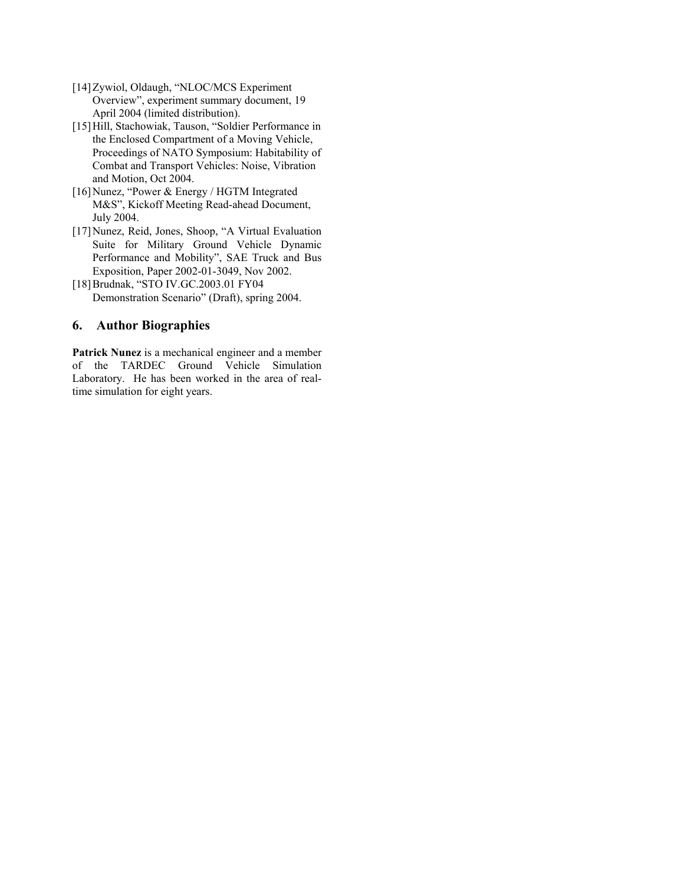[14] Zywiol, Oldaugh, "NLOC/MCS Experiment Overview", experiment summary document, 19 April 2004 (limited distribution).

[15] Hill, Stachowiak, Tauson, "Soldier Performance in the Enclosed Compartment of a Moving Vehicle, Proceedings of NATO Symposium: Habitability of Combat and Transport Vehicles: Noise, Vibration and Motion, Oct 2004.

[16] Nunez, "Power & Energy / HGTM Integrated M&S", Kickoff Meeting Read-ahead Document, July 2004.

[17] Nunez, Reid, Jones, Shoop, "A Virtual Evaluation Suite for Military Ground Vehicle Dynamic Performance and Mobility", SAE Truck and Bus Exposition, Paper 2002-01-3049, Nov 2002.

[18] Brudnak, "STO IV.GC.2003.01 FY04 Demonstration Scenario" (Draft), spring 2004.

## 6. Author Biographies

**Patrick Nunez** is a mechanical engineer and a member of the TARDEC Ground Vehicle Simulation Laboratory. He has been worked in the area of real-time simulation for eight years.